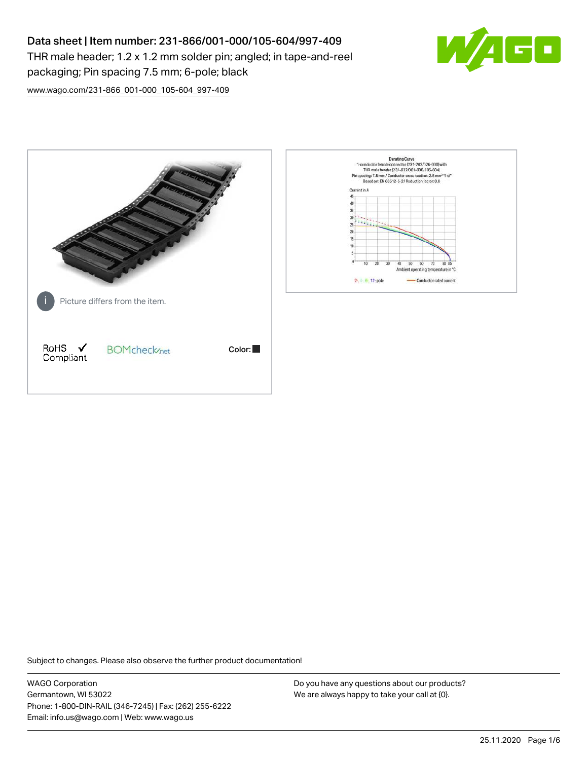# Data sheet | Item number: 231-866/001-000/105-604/997-409

THR male header; 1.2 x 1.2 mm solder pin; angled; in tape-and-reel packaging; Pin spacing 7.5 mm; 6-pole; black

www.wago.com/231-866_001-000_105-604_997-409

Picture differs from the item.

RoHS Compliant

BOMcheck.net

Color:

Derating Curve
1-conductor female connector (231-202/026-000) with THR male header (231-832/001-000/105-604)
Pin spacing: 7.5 mm / Conductor cross-section: 2.5 mm² "f-st"
Based on: EN 60512-5-2 / Reduction factor: 0.8

Current in A

Ambient operating temperature in °C

2-, 4-, 6-, 12-pole

Conductor rated current

Subject to changes. Please also observe the further product documentation!

WAGO Corporation
Germantown, WI 53022
Phone: 1-800-DIN-RAIL (346-7245) | Fax: (262) 255-6222
Email: info.us@wago.com | Web: www.wago.us

Do you have any questions about our products?
We are always happy to take your call at {0}.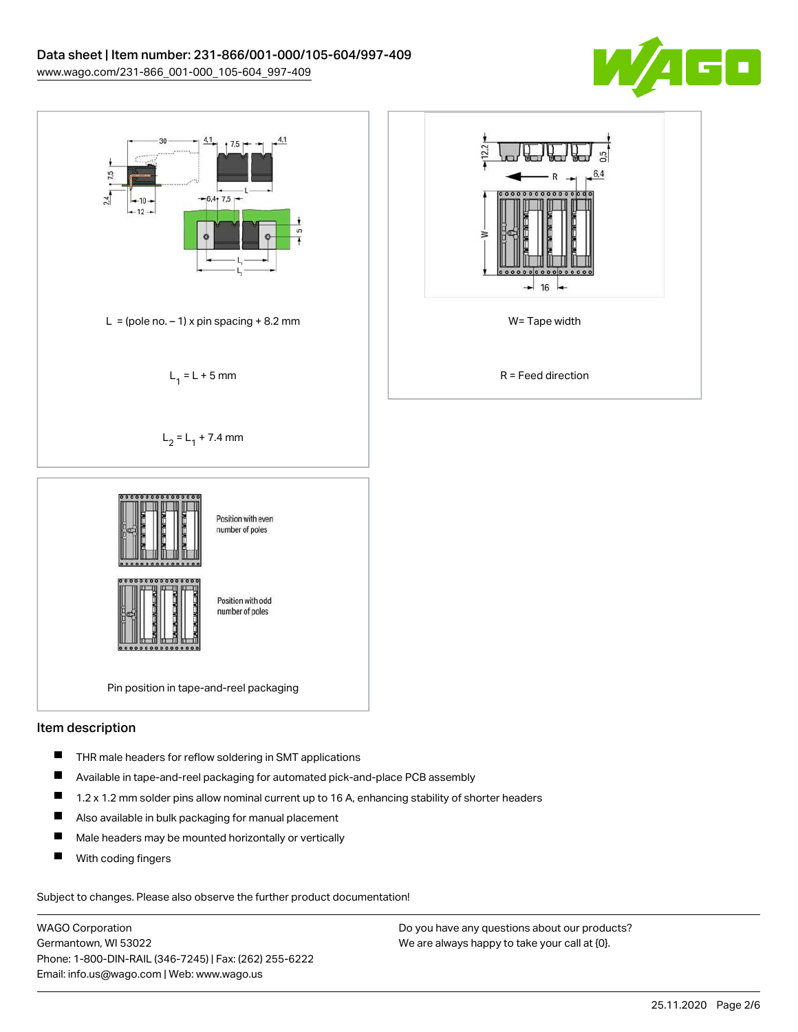L = (pole no. – 1) x pin spacing + 8.2 mm

$L_1$ = L + 5 mm

$L_2$ = $L_1$ + 7.4 mm

W= Tape width

R = Feed direction

Position with even number of poles

Position with odd number of poles

Pin position in tape-and-reel packaging

## Item description

- THR male headers for reflow soldering in SMT applications
- Available in tape-and-reel packaging for automated pick-and-place PCB assembly
- 1.2 x 1.2 mm solder pins allow nominal current up to 16 A, enhancing stability of shorter headers
- Also available in bulk packaging for manual placement
- Male headers may be mounted horizontally or vertically
- With coding fingers

Subject to changes. Please also observe the further product documentation!

WAGO Corporation
Germantown, WI 53022
Phone: 1-800-DIN-RAIL (346-7245) | Fax: (262) 255-6222
Email: info.us@wago.com | Web: www.wago.us

Do you have any questions about our products?
We are always happy to take your call at {0}.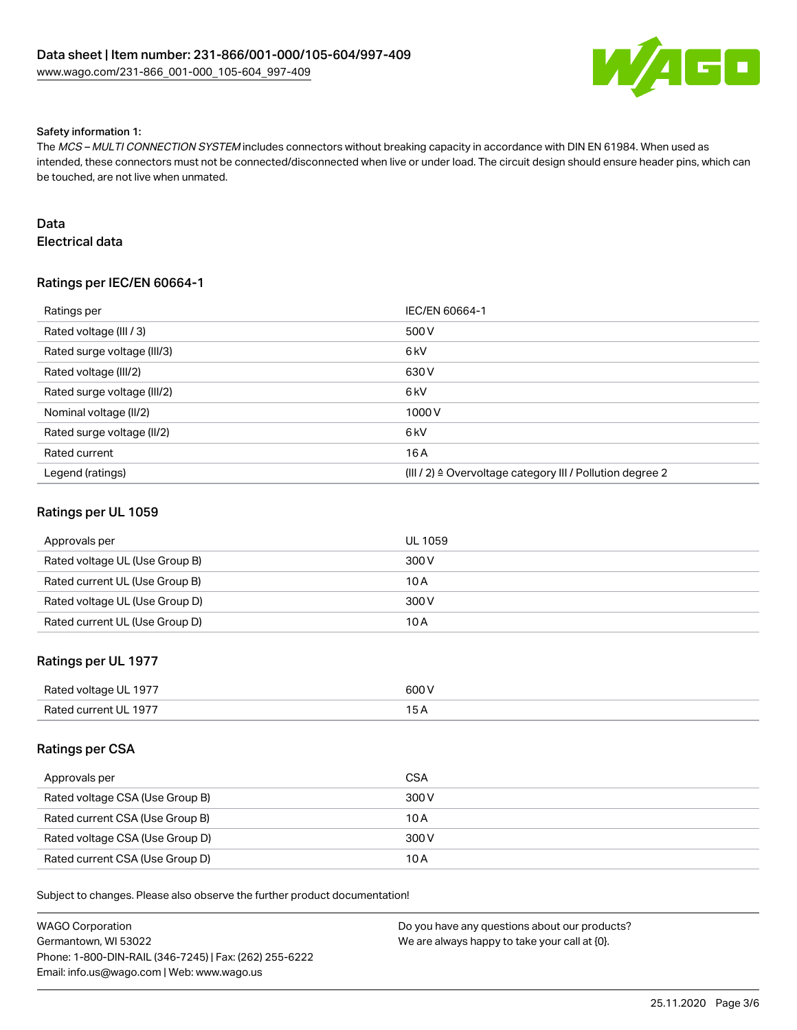Safety information 1:

The *MCS – MULTI CONNECTION SYSTEM* includes connectors without breaking capacity in accordance with DIN EN 61984. When used as intended, these connectors must not be connected/disconnected when live or under load. The circuit design should ensure header pins, which can be touched, are not live when unmated.

## Data

### Electrical data

#### Ratings per IEC/EN 60664-1

| Ratings per | IEC/EN 60664-1 |
| --- | --- |
| Rated voltage (III / 3) | 500 V |
| Rated surge voltage (III/3) | 6 kV |
| Rated voltage (III/2) | 630 V |
| Rated surge voltage (III/2) | 6 kV |
| Nominal voltage (II/2) | 1000 V |
| Rated surge voltage (II/2) | 6 kV |
| Rated current | 16 A |
| Legend (ratings) | (III / 2) ≙ Overvoltage category III / Pollution degree 2 |

#### Ratings per UL 1059

| Approvals per | UL 1059 |
| --- | --- |
| Rated voltage UL (Use Group B) | 300 V |
| Rated current UL (Use Group B) | 10 A |
| Rated voltage UL (Use Group D) | 300 V |
| Rated current UL (Use Group D) | 10 A |

#### Ratings per UL 1977

| Rated voltage UL 1977 | 600 V |
| --- | --- |
| Rated current UL 1977 | 15 A |

#### Ratings per CSA

| Approvals per | CSA |
| --- | --- |
| Rated voltage CSA (Use Group B) | 300 V |
| Rated current CSA (Use Group B) | 10 A |
| Rated voltage CSA (Use Group D) | 300 V |
| Rated current CSA (Use Group D) | 10 A |

Subject to changes. Please also observe the further product documentation!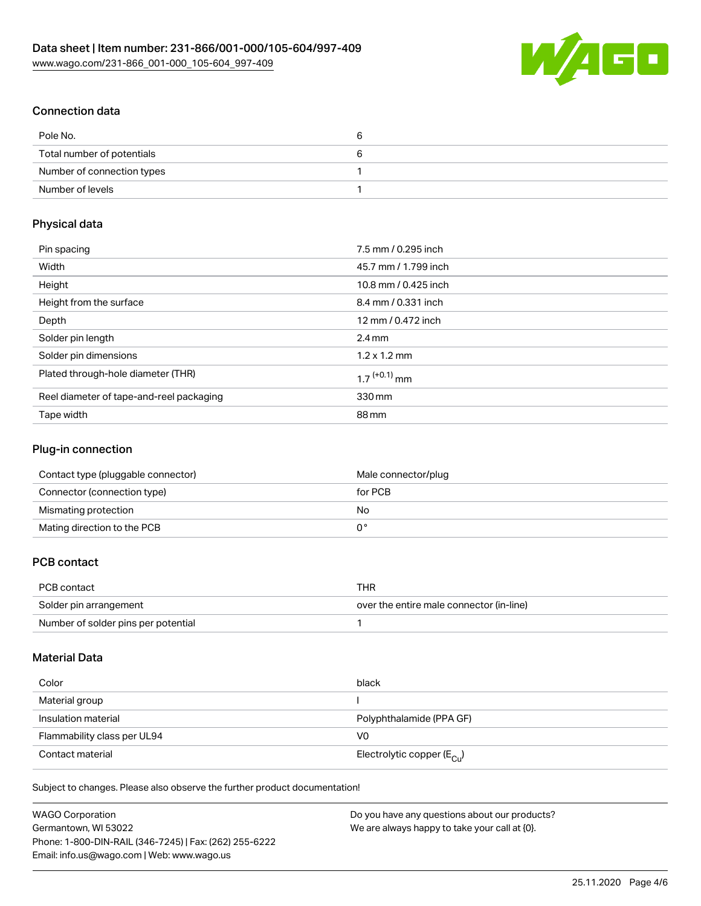## Connection data

| | |
|---|---|
| Pole No. | 6 |
| Total number of potentials | 6 |
| Number of connection types | 1 |
| Number of levels | 1 |

## Physical data

| | |
|---|---|
| Pin spacing | 7.5 mm / 0.295 inch |
| Width | 45.7 mm / 1.799 inch |
| Height | 10.8 mm / 0.425 inch |
| Height from the surface | 8.4 mm / 0.331 inch |
| Depth | 12 mm / 0.472 inch |
| Solder pin length | 2.4 mm |
| Solder pin dimensions | 1.2 x 1.2 mm |
| Plated through-hole diameter (THR) | $1.7^{(+0.1)}$ mm |
| Reel diameter of tape-and-reel packaging | 330 mm |
| Tape width | 88 mm |

## Plug-in connection

| | |
|---|---|
| Contact type (pluggable connector) | Male connector/plug |
| Connector (connection type) | for PCB |
| Mismating protection | No |
| Mating direction to the PCB | 0° |

## PCB contact

| | |
|---|---|
| PCB contact | THR |
| Solder pin arrangement | over the entire male connector (in-line) |
| Number of solder pins per potential | 1 |

## Material Data

| | |
|---|---|
| Color | black |
| Material group | I |
| Insulation material | Polyphthalamide (PPA GF) |
| Flammability class per UL94 | V0 |
| Contact material | Electrolytic copper ($E_{Cu}$) |

Subject to changes. Please also observe the further product documentation!

WAGO Corporation
Germantown, WI 53022
Phone: 1-800-DIN-RAIL (346-7245) | Fax: (262) 255-6222
Email: info.us@wago.com | Web: www.wago.us

Do you have any questions about our products?
We are always happy to take your call at {0}.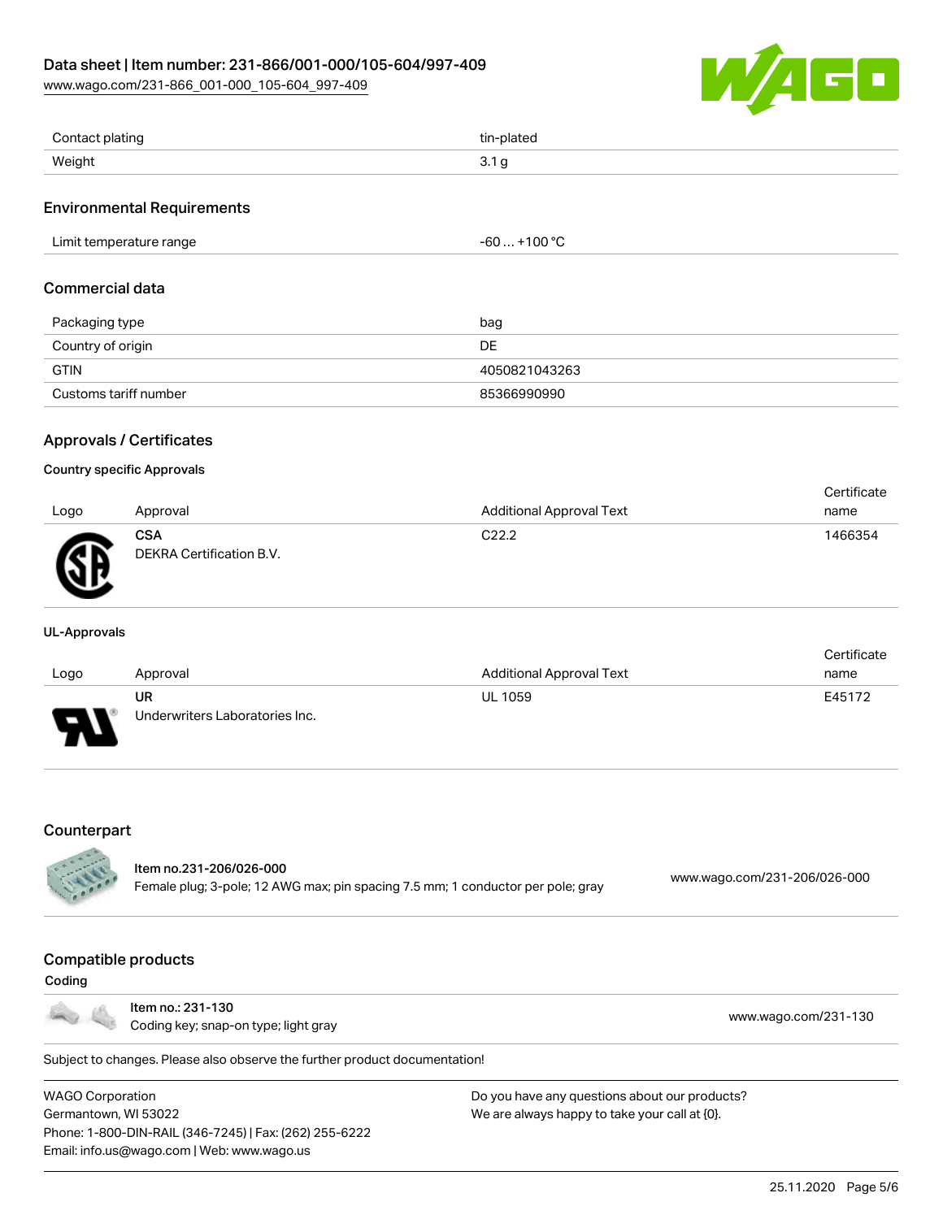| Contact plating | tin-plated |
| --- | --- |
| Weight | 3.1 g |

## Environmental Requirements

| Limit temperature range | -60 … +100 °C |
| --- | --- |

## Commercial data

| Packaging type | bag |
| --- | --- |
| Country of origin | DE |
| GTIN | 4050821043263 |
| Customs tariff number | 85366990990 |

## Approvals / Certificates

### Country specific Approvals

| Logo | Approval | Additional Approval Text | Certificate name |
| --- | --- | --- | --- |
| | **CSA** DEKRA Certification B.V. | C22.2 | 1466354 |

### UL-Approvals

| Logo | Approval | Additional Approval Text | Certificate name |
| --- | --- | --- | --- |
| | **UR** Underwriters Laboratories Inc. | UL 1059 | E45172 |

## Counterpart

Item no.231-206/026-000
Female plug; 3-pole; 12 AWG max; pin spacing 7.5 mm; 1 conductor per pole; gray
www.wago.com/231-206/026-000

## Compatible products

### Coding

Item no.: 231-130
Coding key; snap-on type; light gray
www.wago.com/231-130

Subject to changes. Please also observe the further product documentation!

WAGO Corporation
Germantown, WI 53022
Phone: 1-800-DIN-RAIL (346-7245) | Fax: (262) 255-6222
Email: info.us@wago.com | Web: www.wago.us

Do you have any questions about our products?
We are always happy to take your call at {0}.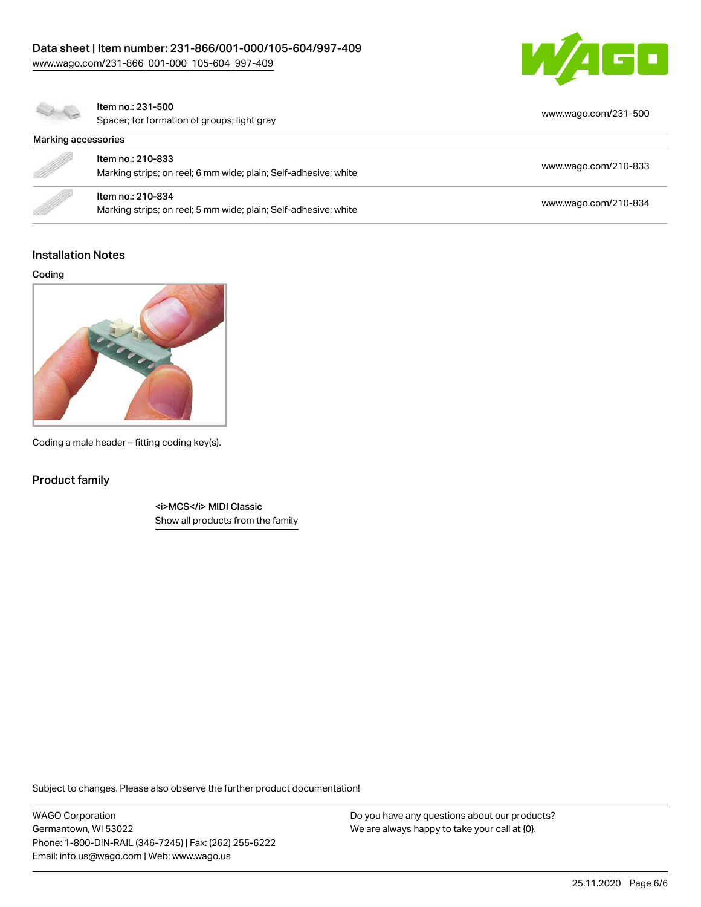| | | |
|---|---|---|
| | Item no.: 231-500<br>Spacer; for formation of groups; light gray | www.wago.com/231-500 |
| Marking accessories | | |
| | Item no.: 210-833<br>Marking strips; on reel; 6 mm wide; plain; Self-adhesive; white | www.wago.com/210-833 |
| | Item no.: 210-834<br>Marking strips; on reel; 5 mm wide; plain; Self-adhesive; white | www.wago.com/210-834 |

## Installation Notes

### Coding

Coding a male header – fitting coding key(s).

## Product family

<i>MCS</i> MIDI Classic
Show all products from the family

Subject to changes. Please also observe the further product documentation!

WAGO Corporation
Germantown, WI 53022
Phone: 1-800-DIN-RAIL (346-7245) | Fax: (262) 255-6222
Email: info.us@wago.com | Web: www.wago.us

Do you have any questions about our products?
We are always happy to take your call at {0}.